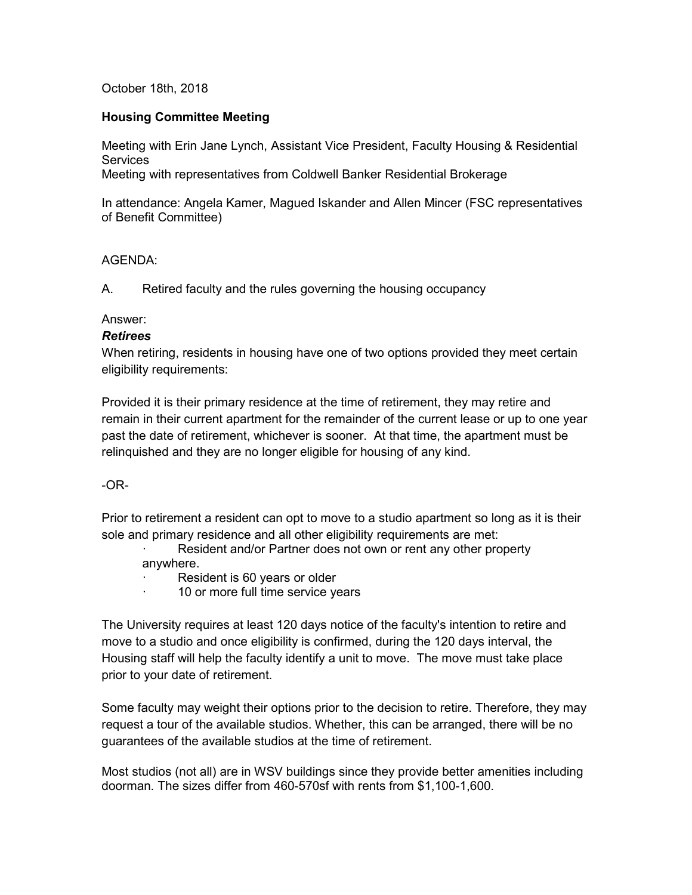October 18th, 2018

**Housing Committee Meeting**

Meeting with Erin Jane Lynch, Assistant Vice President, Faculty Housing & Residential Services
Meeting with representatives from Coldwell Banker Residential Brokerage

In attendance: Angela Kamer, Magued Iskander and Allen Mincer (FSC representatives of Benefit Committee)

AGENDA:

A. Retired faculty and the rules governing the housing occupancy

Answer:

***Retirees***

When retiring, residents in housing have one of two options provided they meet certain eligibility requirements:

Provided it is their primary residence at the time of retirement, they may retire and remain in their current apartment for the remainder of the current lease or up to one year past the date of retirement, whichever is sooner. At that time, the apartment must be relinquished and they are no longer eligible for housing of any kind.

-OR-

Prior to retirement a resident can opt to move to a studio apartment so long as it is their sole and primary residence and all other eligibility requirements are met:

- Resident and/or Partner does not own or rent any other property anywhere.
- Resident is 60 years or older
- 10 or more full time service years

The University requires at least 120 days notice of the faculty's intention to retire and move to a studio and once eligibility is confirmed, during the 120 days interval, the Housing staff will help the faculty identify a unit to move. The move must take place prior to your date of retirement.

Some faculty may weight their options prior to the decision to retire. Therefore, they may request a tour of the available studios. Whether, this can be arranged, there will be no guarantees of the available studios at the time of retirement.

Most studios (not all) are in WSV buildings since they provide better amenities including doorman. The sizes differ from 460-570sf with rents from $1,100-1,600.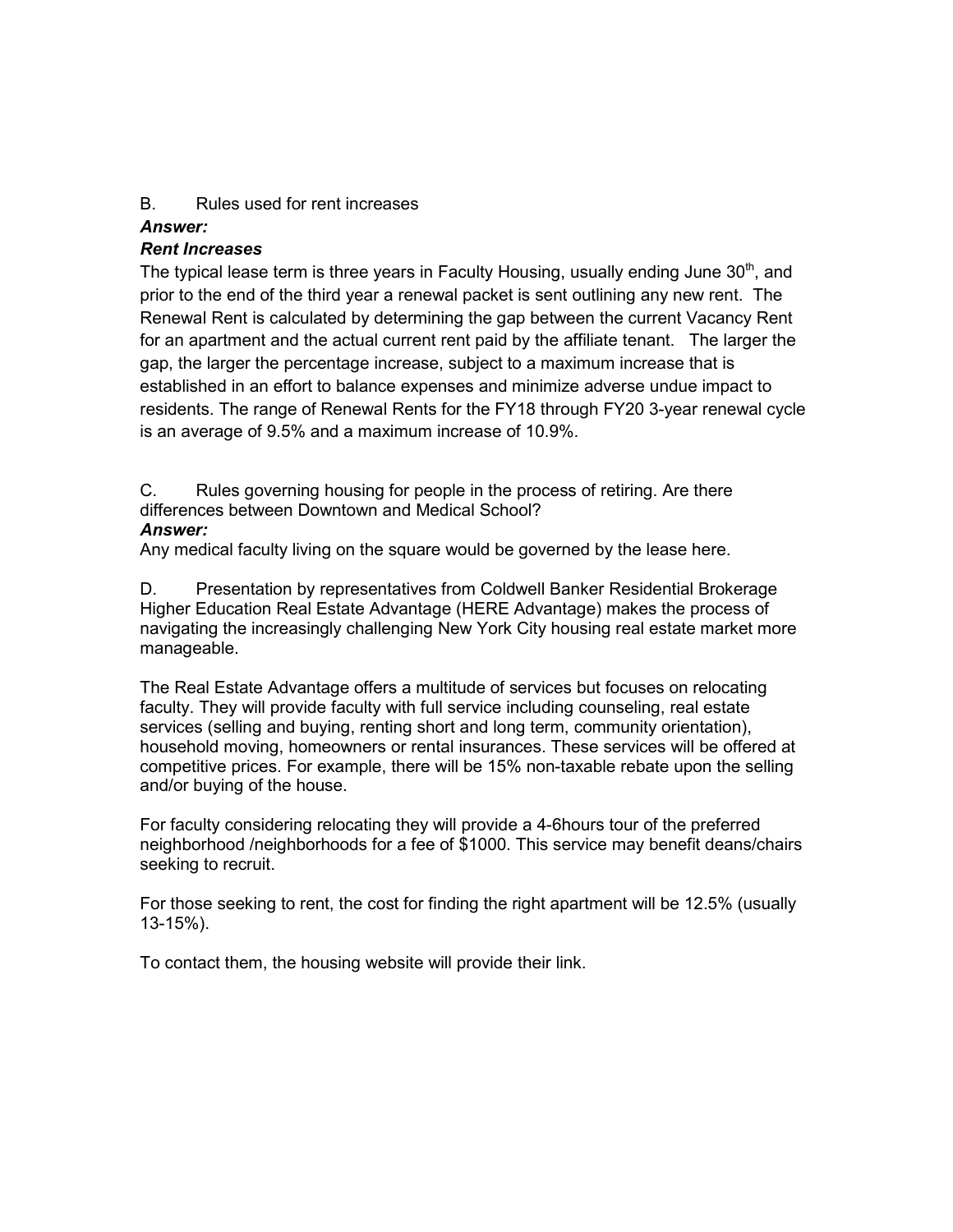B. Rules used for rent increases

***Answer:***

***Rent Increases***

The typical lease term is three years in Faculty Housing, usually ending June 30th, and prior to the end of the third year a renewal packet is sent outlining any new rent. The Renewal Rent is calculated by determining the gap between the current Vacancy Rent for an apartment and the actual current rent paid by the affiliate tenant. The larger the gap, the larger the percentage increase, subject to a maximum increase that is established in an effort to balance expenses and minimize adverse undue impact to residents. The range of Renewal Rents for the FY18 through FY20 3-year renewal cycle is an average of 9.5% and a maximum increase of 10.9%.

C. Rules governing housing for people in the process of retiring. Are there differences between Downtown and Medical School?

***Answer:***

Any medical faculty living on the square would be governed by the lease here.

D. Presentation by representatives from Coldwell Banker Residential Brokerage Higher Education Real Estate Advantage (HERE Advantage) makes the process of navigating the increasingly challenging New York City housing real estate market more manageable.

The Real Estate Advantage offers a multitude of services but focuses on relocating faculty. They will provide faculty with full service including counseling, real estate services (selling and buying, renting short and long term, community orientation), household moving, homeowners or rental insurances. These services will be offered at competitive prices. For example, there will be 15% non-taxable rebate upon the selling and/or buying of the house.

For faculty considering relocating they will provide a 4-6hours tour of the preferred neighborhood /neighborhoods for a fee of $1000. This service may benefit deans/chairs seeking to recruit.

For those seeking to rent, the cost for finding the right apartment will be 12.5% (usually 13-15%).

To contact them, the housing website will provide their link.